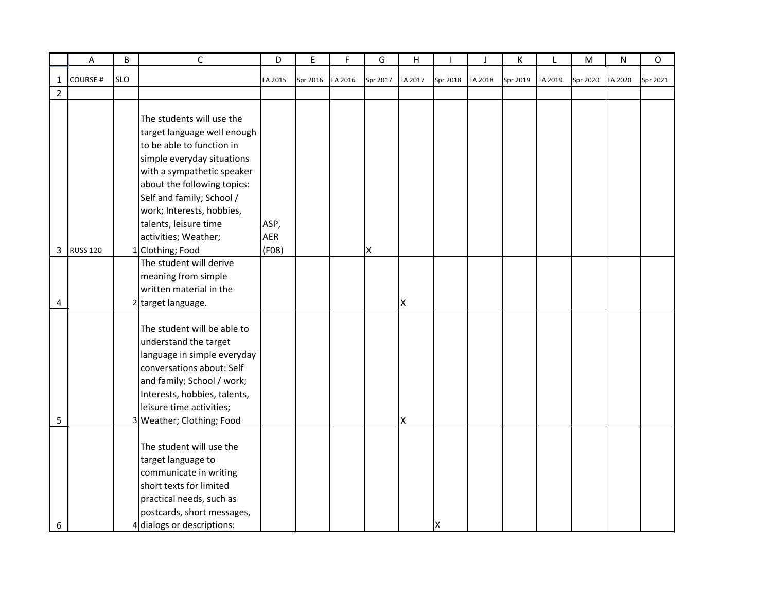| COURSE # | SLO | | FA 2015 | Spr 2016 | FA 2016 | Spr 2017 | FA 2017 | Spr 2018 | FA 2018 | Spr 2019 | FA 2019 | Spr 2020 | FA 2020 | Spr 2021 |
|---|---|---|---|---|---|---|---|---|---|---|---|---|---|---|
| | | | | | | | | | | | | | | |
| RUSS 120 | 1 | The students will use the target language well enough to be able to function in simple everyday situations with a sympathetic speaker about the following topics: Self and family; School / work; Interests, hobbies, talents, leisure time activities; Weather; Clothing; Food | ASP, AER (F08) | | | X | | | | | | | | |
| | 2 | The student will derive meaning from simple written material in the target language. | | | | | X | | | | | | | |
| | 3 | The student will be able to understand the target language in simple everyday conversations about: Self and family; School / work; Interests, hobbies, talents, leisure time activities; Weather; Clothing; Food | | | | | X | | | | | | | |
| | 4 | The student will use the target language to communicate in writing short texts for limited practical needs, such as postcards, short messages, dialogs or descriptions: | | | | | | X | | | | | | |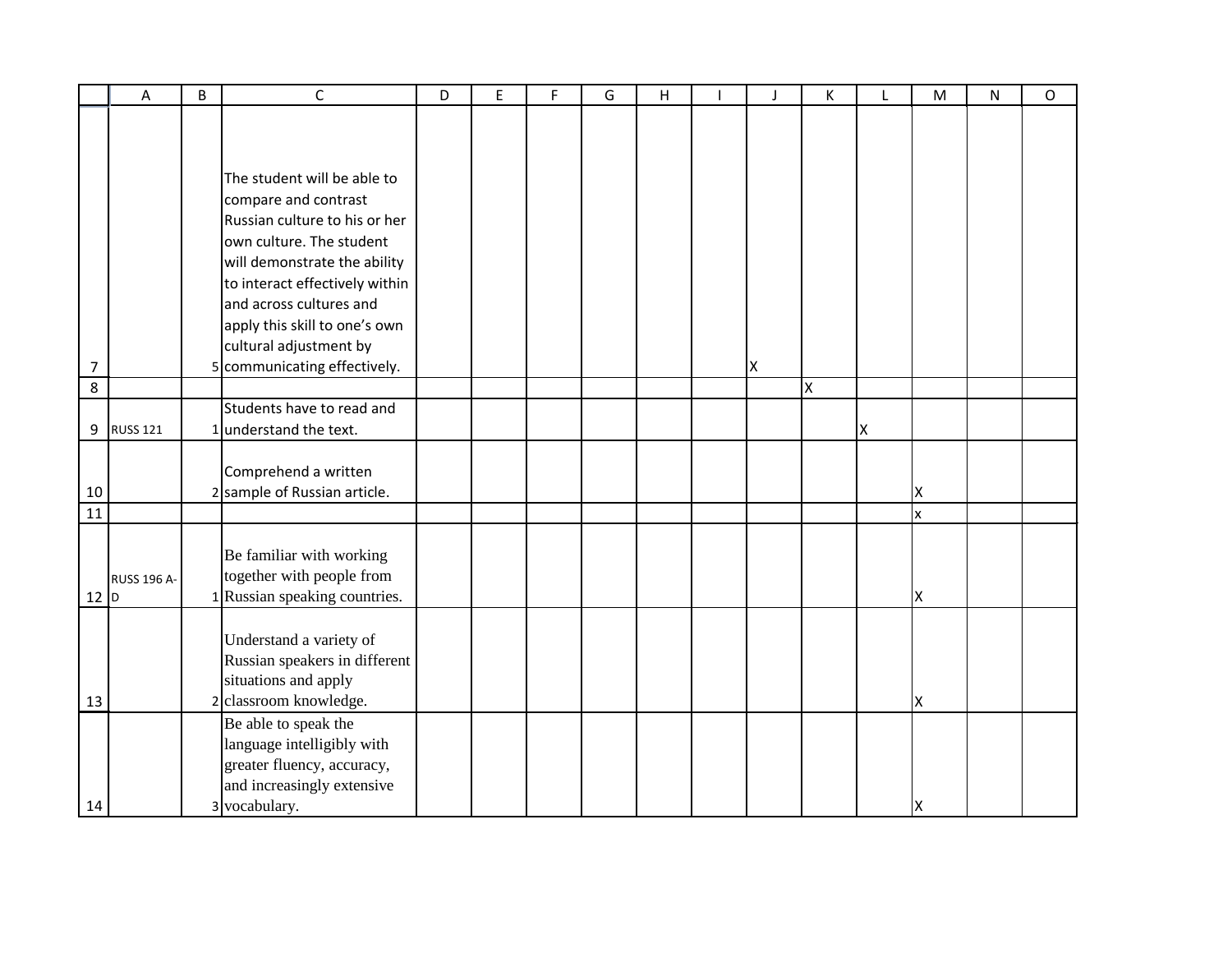| | A | B | C | D | E | F | G | H | I | J | K | L | M | N | O |
|---|---|---|---|---|---|---|---|---|---|---|---|---|---|---|---|
| 7 | | 5 | The student will be able to compare and contrast Russian culture to his or her own culture. The student will demonstrate the ability to interact effectively within and across cultures and apply this skill to one's own cultural adjustment by communicating effectively. | | | | | | | X | | | | | |
| 8 | | | | | | | | | | | X | | | | |
| 9 | RUSS 121 | 1 | Students have to read and understand the text. | | | | | | | | | X | | | |
| 10 | | 2 | Comprehend a written sample of Russian article. | | | | | | | | | | X | | |
| 11 | | | | | | | | | | | | | x | | |
| 12 | RUSS 196 A-D | 1 | Be familiar with working together with people from Russian speaking countries. | | | | | | | | | | X | | |
| 13 | | 2 | Understand a variety of Russian speakers in different situations and apply classroom knowledge. | | | | | | | | | | X | | |
| 14 | | 3 | Be able to speak the language intelligibly with greater fluency, accuracy, and increasingly extensive vocabulary. | | | | | | | | | | X | | |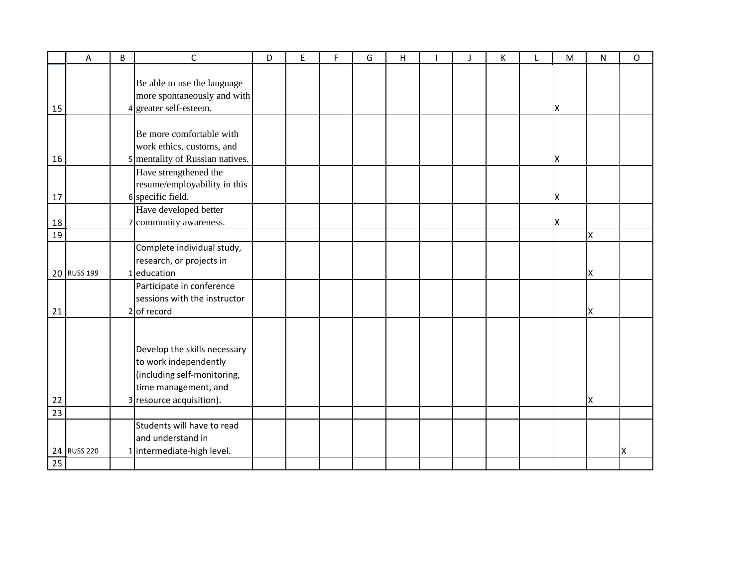| | A | B | C | D | E | F | G | H | I | J | K | L | M | N | O |
|---|---|---|---|---|---|---|---|---|---|---|---|---|---|---|---|
| 15 | | 4 | Be able to use the language more spontaneously and with greater self-esteem. | | | | | | | | | | X | | |
| 16 | | 5 | Be more comfortable with work ethics, customs, and mentality of Russian natives. | | | | | | | | | | X | | |
| 17 | | 6 | Have strengthened the resume/employability in this specific field. | | | | | | | | | | X | | |
| 18 | | 7 | Have developed better community awareness. | | | | | | | | | | X | | |
| 19 | | | | | | | | | | | | | | X | |
| 20 | RUSS 199 | 1 | Complete individual study, research, or projects in education | | | | | | | | | | | X | |
| 21 | | 2 | Participate in conference sessions with the instructor of record | | | | | | | | | | | X | |
| 22 | | 3 | Develop the skills necessary to work independently (including self-monitoring, time management, and resource acquisition). | | | | | | | | | | | X | |
| 23 | | | | | | | | | | | | | | | |
| 24 | RUSS 220 | 1 | Students will have to read and understand in intermediate-high level. | | | | | | | | | | | | X |
| 25 | | | | | | | | | | | | | | | |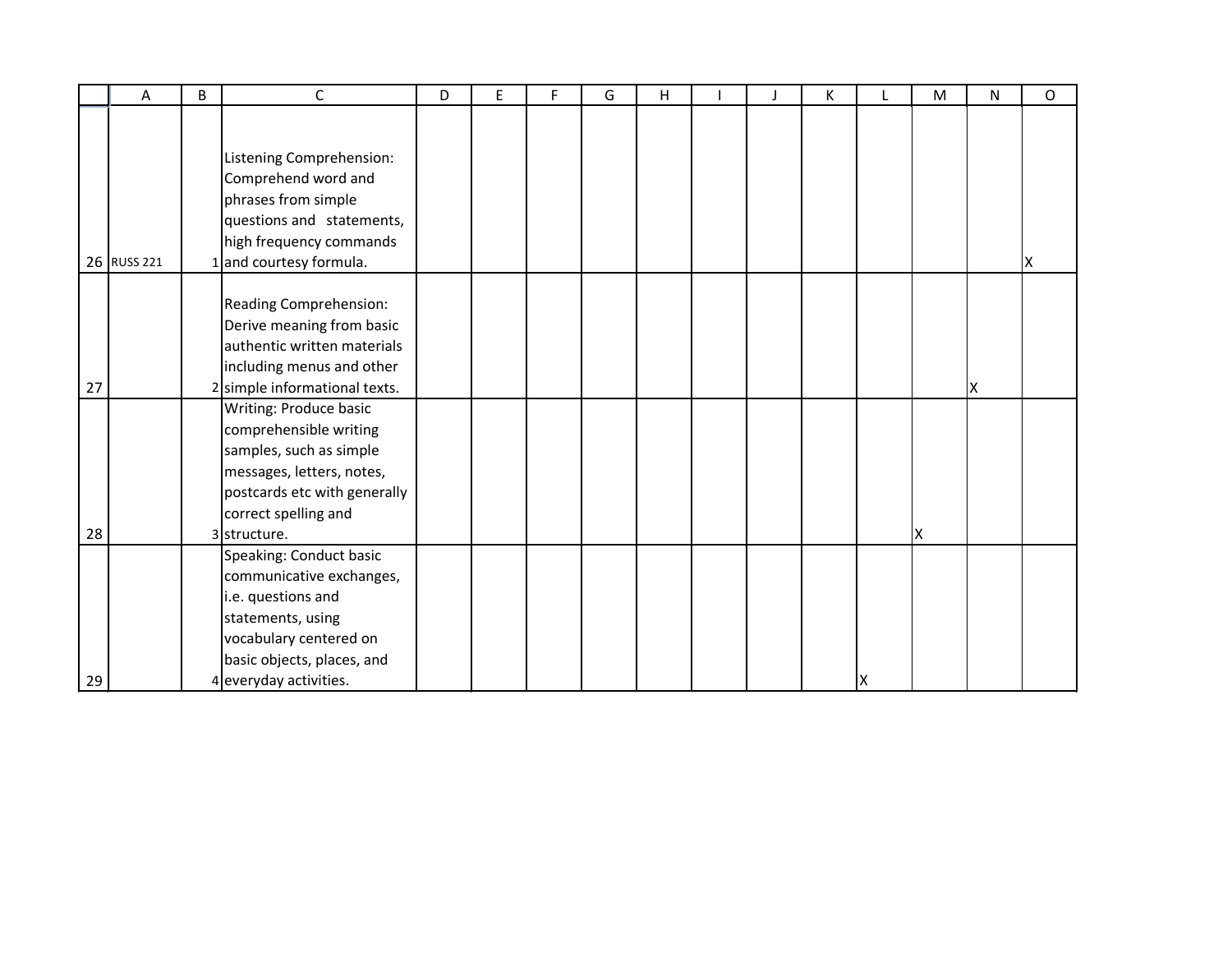| | A | B | C | D | E | F | G | H | I | J | K | L | M | N | O |
|---|---|---|---|---|---|---|---|---|---|---|---|---|---|---|---|
| 26 | RUSS 221 | 1 | Listening Comprehension: Comprehend word and phrases from simple questions and statements, high frequency commands and courtesy formula. | | | | | | | | | | | | X |
| 27 | | 2 | Reading Comprehension: Derive meaning from basic authentic written materials including menus and other simple informational texts. | | | | | | | | | | | X | |
| 28 | | 3 | Writing: Produce basic comprehensible writing samples, such as simple messages, letters, notes, postcards etc with generally correct spelling and structure. | | | | | | | | | | X | | |
| 29 | | 4 | Speaking: Conduct basic communicative exchanges, i.e. questions and statements, using vocabulary centered on basic objects, places, and everyday activities. | | | | | | | | | X | | | |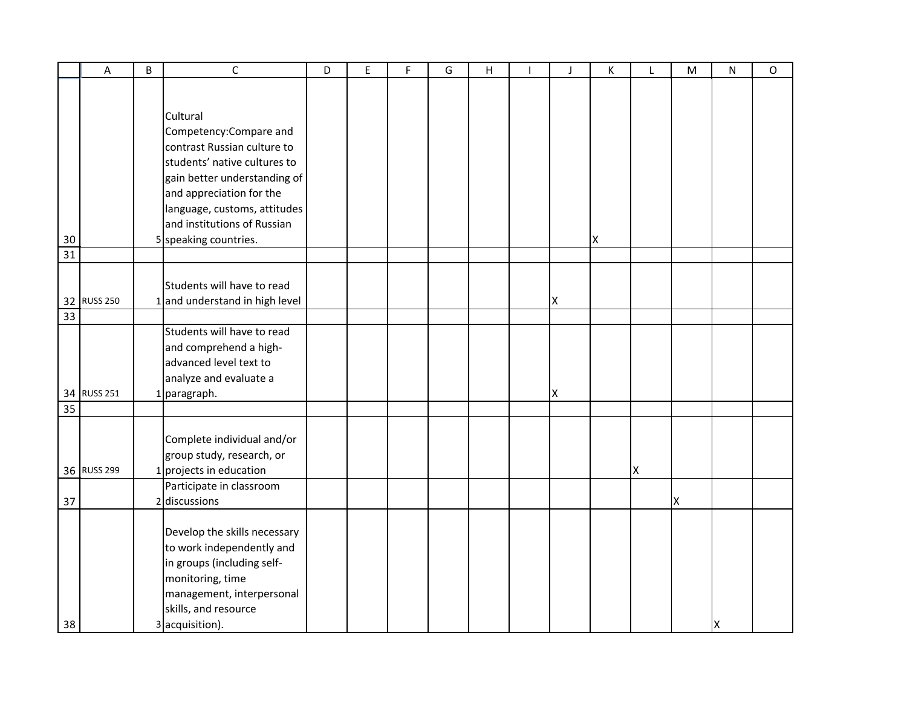| | A | B | C | D | E | F | G | H | I | J | K | L | M | N | O |
|---|---|---|---|---|---|---|---|---|---|---|---|---|---|---|---|
| 30 | | 5 | Cultural Competency:Compare and contrast Russian culture to students’ native cultures to gain better understanding of and appreciation for the language, customs, attitudes and institutions of Russian speaking countries. | | | | | | | | X | | | | |
| 31 | | | | | | | | | | | | | | | |
| 32 | RUSS 250 | 1 | Students will have to read and understand in high level | | | | | | | X | | | | | |
| 33 | | | | | | | | | | | | | | | |
| 34 | RUSS 251 | 1 | Students will have to read and comprehend a high-advanced level text to analyze and evaluate a paragraph. | | | | | | | X | | | | | |
| 35 | | | | | | | | | | | | | | | |
| 36 | RUSS 299 | 1 | Complete individual and/or group study, research, or projects in education | | | | | | | | | X | | | |
| 37 | | 2 | Participate in classroom discussions | | | | | | | | | | X | | |
| 38 | | 3 | Develop the skills necessary to work independently and in groups (including self-monitoring, time management, interpersonal skills, and resource acquisition). | | | | | | | | | | | X | |